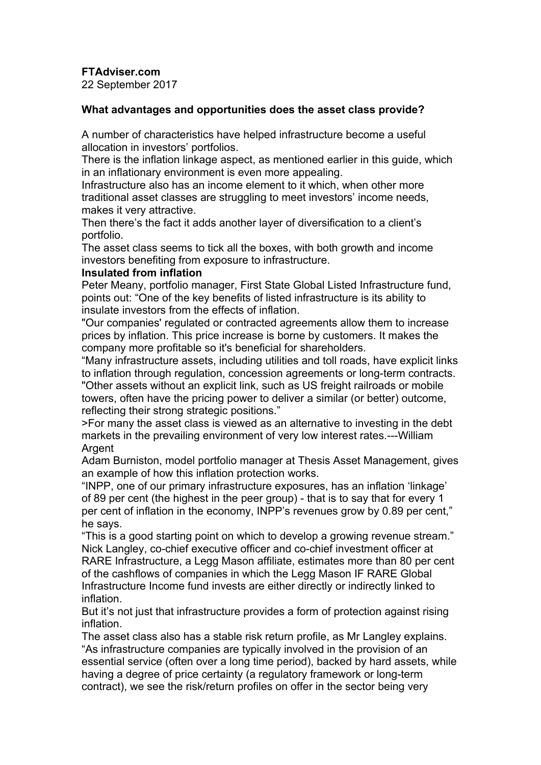**FTAdviser.com**
22 September 2017

**What advantages and opportunities does the asset class provide?**

A number of characteristics have helped infrastructure become a useful allocation in investors' portfolios.

There is the inflation linkage aspect, as mentioned earlier in this guide, which in an inflationary environment is even more appealing.

Infrastructure also has an income element to it which, when other more traditional asset classes are struggling to meet investors' income needs, makes it very attractive.

Then there's the fact it adds another layer of diversification to a client's portfolio.

The asset class seems to tick all the boxes, with both growth and income investors benefiting from exposure to infrastructure.

**Insulated from inflation**

Peter Meany, portfolio manager, First State Global Listed Infrastructure fund, points out: "One of the key benefits of listed infrastructure is its ability to insulate investors from the effects of inflation.

"Our companies' regulated or contracted agreements allow them to increase prices by inflation. This price increase is borne by customers. It makes the company more profitable so it's beneficial for shareholders.

"Many infrastructure assets, including utilities and toll roads, have explicit links to inflation through regulation, concession agreements or long-term contracts.

"Other assets without an explicit link, such as US freight railroads or mobile towers, often have the pricing power to deliver a similar (or better) outcome, reflecting their strong strategic positions."

>For many the asset class is viewed as an alternative to investing in the debt markets in the prevailing environment of very low interest rates.---William Argent

Adam Burniston, model portfolio manager at Thesis Asset Management, gives an example of how this inflation protection works.

"INPP, one of our primary infrastructure exposures, has an inflation 'linkage' of 89 per cent (the highest in the peer group) - that is to say that for every 1 per cent of inflation in the economy, INPP's revenues grow by 0.89 per cent," he says.

"This is a good starting point on which to develop a growing revenue stream."

Nick Langley, co-chief executive officer and co-chief investment officer at RARE Infrastructure, a Legg Mason affiliate, estimates more than 80 per cent of the cashflows of companies in which the Legg Mason IF RARE Global Infrastructure Income fund invests are either directly or indirectly linked to inflation.

But it's not just that infrastructure provides a form of protection against rising inflation.

The asset class also has a stable risk return profile, as Mr Langley explains.

"As infrastructure companies are typically involved in the provision of an essential service (often over a long time period), backed by hard assets, while having a degree of price certainty (a regulatory framework or long-term contract), we see the risk/return profiles on offer in the sector being very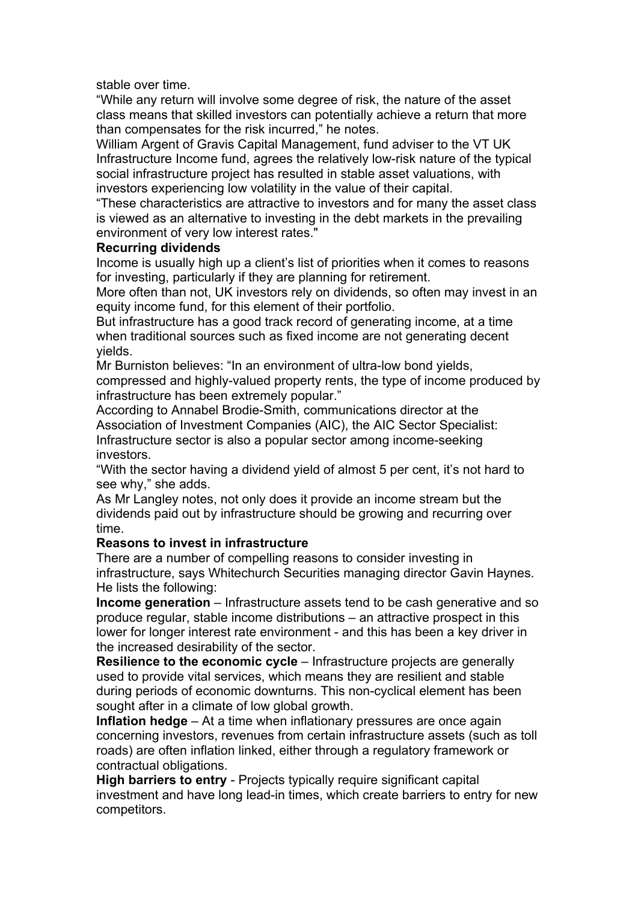stable over time.

"While any return will involve some degree of risk, the nature of the asset class means that skilled investors can potentially achieve a return that more than compensates for the risk incurred," he notes.

William Argent of Gravis Capital Management, fund adviser to the VT UK Infrastructure Income fund, agrees the relatively low-risk nature of the typical social infrastructure project has resulted in stable asset valuations, with investors experiencing low volatility in the value of their capital.

"These characteristics are attractive to investors and for many the asset class is viewed as an alternative to investing in the debt markets in the prevailing environment of very low interest rates."

**Recurring dividends**

Income is usually high up a client's list of priorities when it comes to reasons for investing, particularly if they are planning for retirement.

More often than not, UK investors rely on dividends, so often may invest in an equity income fund, for this element of their portfolio.

But infrastructure has a good track record of generating income, at a time when traditional sources such as fixed income are not generating decent yields.

Mr Burniston believes: "In an environment of ultra-low bond yields, compressed and highly-valued property rents, the type of income produced by infrastructure has been extremely popular."

According to Annabel Brodie-Smith, communications director at the Association of Investment Companies (AIC), the AIC Sector Specialist: Infrastructure sector is also a popular sector among income-seeking investors.

"With the sector having a dividend yield of almost 5 per cent, it's not hard to see why," she adds.

As Mr Langley notes, not only does it provide an income stream but the dividends paid out by infrastructure should be growing and recurring over time.

**Reasons to invest in infrastructure**

There are a number of compelling reasons to consider investing in infrastructure, says Whitechurch Securities managing director Gavin Haynes. He lists the following:

**Income generation** – Infrastructure assets tend to be cash generative and so produce regular, stable income distributions – an attractive prospect in this lower for longer interest rate environment - and this has been a key driver in the increased desirability of the sector.

**Resilience to the economic cycle** – Infrastructure projects are generally used to provide vital services, which means they are resilient and stable during periods of economic downturns. This non-cyclical element has been sought after in a climate of low global growth.

**Inflation hedge** – At a time when inflationary pressures are once again concerning investors, revenues from certain infrastructure assets (such as toll roads) are often inflation linked, either through a regulatory framework or contractual obligations.

**High barriers to entry** - Projects typically require significant capital investment and have long lead-in times, which create barriers to entry for new competitors.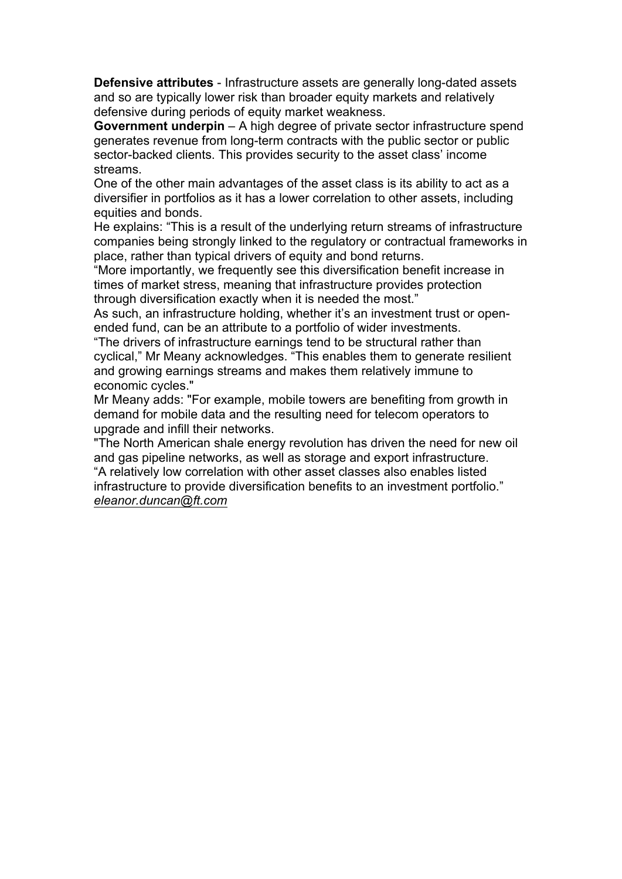**Defensive attributes** - Infrastructure assets are generally long-dated assets and so are typically lower risk than broader equity markets and relatively defensive during periods of equity market weakness.

**Government underpin** – A high degree of private sector infrastructure spend generates revenue from long-term contracts with the public sector or public sector-backed clients. This provides security to the asset class' income streams.

One of the other main advantages of the asset class is its ability to act as a diversifier in portfolios as it has a lower correlation to other assets, including equities and bonds.

He explains: "This is a result of the underlying return streams of infrastructure companies being strongly linked to the regulatory or contractual frameworks in place, rather than typical drivers of equity and bond returns.

"More importantly, we frequently see this diversification benefit increase in times of market stress, meaning that infrastructure provides protection through diversification exactly when it is needed the most."

As such, an infrastructure holding, whether it's an investment trust or open-ended fund, can be an attribute to a portfolio of wider investments.

"The drivers of infrastructure earnings tend to be structural rather than cyclical," Mr Meany acknowledges. "This enables them to generate resilient and growing earnings streams and makes them relatively immune to economic cycles."

Mr Meany adds: "For example, mobile towers are benefiting from growth in demand for mobile data and the resulting need for telecom operators to upgrade and infill their networks.

"The North American shale energy revolution has driven the need for new oil and gas pipeline networks, as well as storage and export infrastructure.

"A relatively low correlation with other asset classes also enables listed infrastructure to provide diversification benefits to an investment portfolio."

*eleanor.duncan@ft.com*